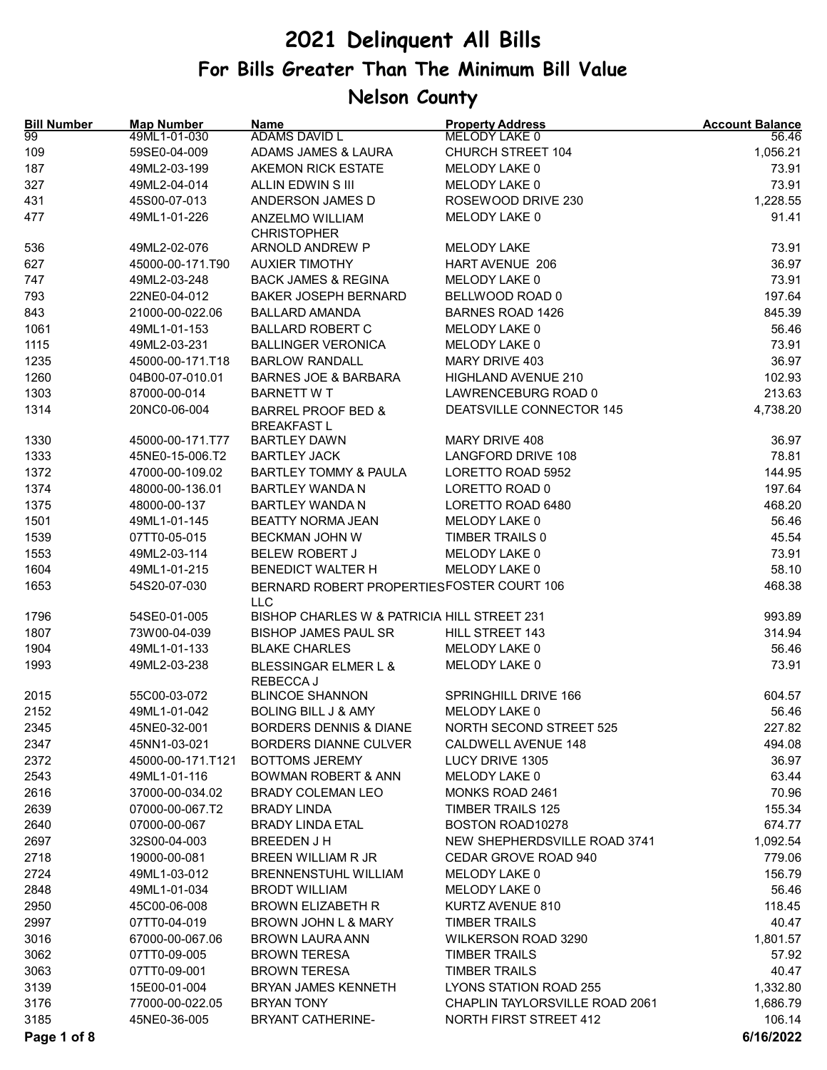# 2021 Delinquent All Bills

## For Bills Greater Than The Minimum Bill Value

## Nelson County

| Bill Number | Map Number | Name | Property Address | Account Balance |
|---|---|---|---|---|
| 99 | 49ML1-01-030 | ADAMS DAVID L | MELODY LAKE 0 | 56.46 |
| 109 | 59SE0-04-009 | ADAMS JAMES & LAURA | CHURCH STREET 104 | 1,056.21 |
| 187 | 49ML2-03-199 | AKEMON RICK ESTATE | MELODY LAKE 0 | 73.91 |
| 327 | 49ML2-04-014 | ALLIN EDWIN S III | MELODY LAKE 0 | 73.91 |
| 431 | 45S00-07-013 | ANDERSON JAMES D | ROSEWOOD DRIVE 230 | 1,228.55 |
| 477 | 49ML1-01-226 | ANZELMO WILLIAM CHRISTOPHER | MELODY LAKE 0 | 91.41 |
| 536 | 49ML2-02-076 | ARNOLD ANDREW P | MELODY LAKE | 73.91 |
| 627 | 45000-00-171.T90 | AUXIER TIMOTHY | HART AVENUE 206 | 36.97 |
| 747 | 49ML2-03-248 | BACK JAMES & REGINA | MELODY LAKE 0 | 73.91 |
| 793 | 22NE0-04-012 | BAKER JOSEPH BERNARD | BELLWOOD ROAD 0 | 197.64 |
| 843 | 21000-00-022.06 | BALLARD AMANDA | BARNES ROAD 1426 | 845.39 |
| 1061 | 49ML1-01-153 | BALLARD ROBERT C | MELODY LAKE 0 | 56.46 |
| 1115 | 49ML2-03-231 | BALLINGER VERONICA | MELODY LAKE 0 | 73.91 |
| 1235 | 45000-00-171.T18 | BARLOW RANDALL | MARY DRIVE 403 | 36.97 |
| 1260 | 04B00-07-010.01 | BARNES JOE & BARBARA | HIGHLAND AVENUE 210 | 102.93 |
| 1303 | 87000-00-014 | BARNETT W T | LAWRENCEBURG ROAD 0 | 213.63 |
| 1314 | 20NC0-06-004 | BARREL PROOF BED & BREAKFAST L | DEATSVILLE CONNECTOR 145 | 4,738.20 |
| 1330 | 45000-00-171.T77 | BARTLEY DAWN | MARY DRIVE 408 | 36.97 |
| 1333 | 45NE0-15-006.T2 | BARTLEY JACK | LANGFORD DRIVE 108 | 78.81 |
| 1372 | 47000-00-109.02 | BARTLEY TOMMY & PAULA | LORETTO ROAD 5952 | 144.95 |
| 1374 | 48000-00-136.01 | BARTLEY WANDA N | LORETTO ROAD 0 | 197.64 |
| 1375 | 48000-00-137 | BARTLEY WANDA N | LORETTO ROAD 6480 | 468.20 |
| 1501 | 49ML1-01-145 | BEATTY NORMA JEAN | MELODY LAKE 0 | 56.46 |
| 1539 | 07TT0-05-015 | BECKMAN JOHN W | TIMBER TRAILS 0 | 45.54 |
| 1553 | 49ML2-03-114 | BELEW ROBERT J | MELODY LAKE 0 | 73.91 |
| 1604 | 49ML1-01-215 | BENEDICT WALTER H | MELODY LAKE 0 | 58.10 |
| 1653 | 54S20-07-030 | BERNARD ROBERT PROPERTIES LLC | FOSTER COURT 106 | 468.38 |
| 1796 | 54SE0-01-005 | BISHOP CHARLES W & PATRICIA | HILL STREET 231 | 993.89 |
| 1807 | 73W00-04-039 | BISHOP JAMES PAUL SR | HILL STREET 143 | 314.94 |
| 1904 | 49ML1-01-133 | BLAKE CHARLES | MELODY LAKE 0 | 56.46 |
| 1993 | 49ML2-03-238 | BLESSINGAR ELMER L & REBECCA J | MELODY LAKE 0 | 73.91 |
| 2015 | 55C00-03-072 | BLINCOE SHANNON | SPRINGHILL DRIVE 166 | 604.57 |
| 2152 | 49ML1-01-042 | BOLING BILL J & AMY | MELODY LAKE 0 | 56.46 |
| 2345 | 45NE0-32-001 | BORDERS DENNIS & DIANE | NORTH SECOND STREET 525 | 227.82 |
| 2347 | 45NN1-03-021 | BORDERS DIANNE CULVER | CALDWELL AVENUE 148 | 494.08 |
| 2372 | 45000-00-171.T121 | BOTTOMS JEREMY | LUCY DRIVE 1305 | 36.97 |
| 2543 | 49ML1-01-116 | BOWMAN ROBERT & ANN | MELODY LAKE 0 | 63.44 |
| 2616 | 37000-00-034.02 | BRADY COLEMAN LEO | MONKS ROAD 2461 | 70.96 |
| 2639 | 07000-00-067.T2 | BRADY LINDA | TIMBER TRAILS 125 | 155.34 |
| 2640 | 07000-00-067 | BRADY LINDA ETAL | BOSTON ROAD10278 | 674.77 |
| 2697 | 32S00-04-003 | BREEDEN J H | NEW SHEPHERDSVILLE ROAD 3741 | 1,092.54 |
| 2718 | 19000-00-081 | BREEN WILLIAM R JR | CEDAR GROVE ROAD 940 | 779.06 |
| 2724 | 49ML1-03-012 | BRENNENSTUHL WILLIAM | MELODY LAKE 0 | 156.79 |
| 2848 | 49ML1-01-034 | BRODT WILLIAM | MELODY LAKE 0 | 56.46 |
| 2950 | 45C00-06-008 | BROWN ELIZABETH R | KURTZ AVENUE 810 | 118.45 |
| 2997 | 07TT0-04-019 | BROWN JOHN L & MARY | TIMBER TRAILS | 40.47 |
| 3016 | 67000-00-067.06 | BROWN LAURA ANN | WILKERSON ROAD 3290 | 1,801.57 |
| 3062 | 07TT0-09-005 | BROWN TERESA | TIMBER TRAILS | 57.92 |
| 3063 | 07TT0-09-001 | BROWN TERESA | TIMBER TRAILS | 40.47 |
| 3139 | 15E00-01-004 | BRYAN JAMES KENNETH | LYONS STATION ROAD 255 | 1,332.80 |
| 3176 | 77000-00-022.05 | BRYAN TONY | CHAPLIN TAYLORSVILLE ROAD 2061 | 1,686.79 |
| 3185 | 45NE0-36-005 | BRYANT CATHERINE- | NORTH FIRST STREET 412 | 106.14 |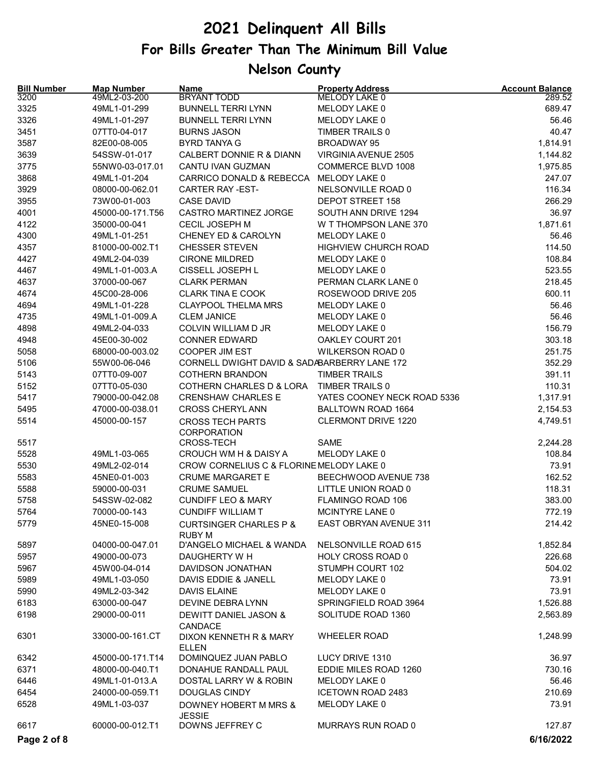# 2021 Delinquent All Bills

## For Bills Greater Than The Minimum Bill Value

## Nelson County

| Bill Number | Map Number | Name | Property Address | Account Balance |
|---|---|---|---|---|
| 3200 | 49ML2-03-200 | BRYANT TODD | MELODY LAKE 0 | 289.52 |
| 3325 | 49ML1-01-299 | BUNNELL TERRI LYNN | MELODY LAKE 0 | 689.47 |
| 3326 | 49ML1-01-297 | BUNNELL TERRI LYNN | MELODY LAKE 0 | 56.46 |
| 3451 | 07TT0-04-017 | BURNS JASON | TIMBER TRAILS 0 | 40.47 |
| 3587 | 82E00-08-005 | BYRD TANYA G | BROADWAY 95 | 1,814.91 |
| 3639 | 54SSW-01-017 | CALBERT DONNIE R & DIANN | VIRGINIA AVENUE 2505 | 1,144.82 |
| 3775 | 55NW0-03-017.01 | CANTU IVAN GUZMAN | COMMERCE BLVD 1008 | 1,975.85 |
| 3868 | 49ML1-01-204 | CARRICO DONALD & REBECCA | MELODY LAKE 0 | 247.07 |
| 3929 | 08000-00-062.01 | CARTER RAY -EST- | NELSONVILLE ROAD 0 | 116.34 |
| 3955 | 73W00-01-003 | CASE DAVID | DEPOT STREET 158 | 266.29 |
| 4001 | 45000-00-171.T56 | CASTRO MARTINEZ JORGE | SOUTH ANN DRIVE 1294 | 36.97 |
| 4122 | 35000-00-041 | CECIL JOSEPH M | W T THOMPSON LANE 370 | 1,871.61 |
| 4300 | 49ML1-01-251 | CHENEY ED & CAROLYN | MELODY LAKE 0 | 56.46 |
| 4357 | 81000-00-002.T1 | CHESSER STEVEN | HIGHVIEW CHURCH ROAD | 114.50 |
| 4427 | 49ML2-04-039 | CIRONE MILDRED | MELODY LAKE 0 | 108.84 |
| 4467 | 49ML1-01-003.A | CISSELL JOSEPH L | MELODY LAKE 0 | 523.55 |
| 4637 | 37000-00-067 | CLARK PERMAN | PERMAN CLARK LANE 0 | 218.45 |
| 4674 | 45C00-28-006 | CLARK TINA E COOK | ROSEWOOD DRIVE 205 | 600.11 |
| 4694 | 49ML1-01-228 | CLAYPOOL THELMA MRS | MELODY LAKE 0 | 56.46 |
| 4735 | 49ML1-01-009.A | CLEM JANICE | MELODY LAKE 0 | 56.46 |
| 4898 | 49ML2-04-033 | COLVIN WILLIAM D JR | MELODY LAKE 0 | 156.79 |
| 4948 | 45E00-30-002 | CONNER EDWARD | OAKLEY COURT 201 | 303.18 |
| 5058 | 68000-00-003.02 | COOPER JIM EST | WILKERSON ROAD 0 | 251.75 |
| 5106 | 55W00-06-046 | CORNELL DWIGHT DAVID & SADA | BARBERRY LANE 172 | 352.29 |
| 5143 | 07TT0-09-007 | COTHERN BRANDON | TIMBER TRAILS | 391.11 |
| 5152 | 07TT0-05-030 | COTHERN CHARLES D & LORA | TIMBER TRAILS 0 | 110.31 |
| 5417 | 79000-00-042.08 | CRENSHAW CHARLES E | YATES COONEY NECK ROAD 5336 | 1,317.91 |
| 5495 | 47000-00-038.01 | CROSS CHERYL ANN | BALLTOWN ROAD 1664 | 2,154.53 |
| 5514 | 45000-00-157 | CROSS TECH PARTS CORPORATION | CLERMONT DRIVE 1220 | 4,749.51 |
| 5517 | | CROSS-TECH | SAME | 2,244.28 |
| 5528 | 49ML1-03-065 | CROUCH WM H & DAISY A | MELODY LAKE 0 | 108.84 |
| 5530 | 49ML2-02-014 | CROW CORNELIUS C & FLORINE | MELODY LAKE 0 | 73.91 |
| 5583 | 45NE0-01-003 | CRUME MARGARET E | BEECHWOOD AVENUE 738 | 162.52 |
| 5588 | 59000-00-031 | CRUME SAMUEL | LITTLE UNION ROAD 0 | 118.31 |
| 5758 | 54SSW-02-082 | CUNDIFF LEO & MARY | FLAMINGO ROAD 106 | 383.00 |
| 5764 | 70000-00-143 | CUNDIFF WILLIAM T | MCINTYRE LANE 0 | 772.19 |
| 5779 | 45NE0-15-008 | CURTSINGER CHARLES P & RUBY M | EAST OBRYAN AVENUE 311 | 214.42 |
| 5897 | 04000-00-047.01 | D'ANGELO MICHAEL & WANDA | NELSONVILLE ROAD 615 | 1,852.84 |
| 5957 | 49000-00-073 | DAUGHERTY W H | HOLY CROSS ROAD 0 | 226.68 |
| 5967 | 45W00-04-014 | DAVIDSON JONATHAN | STUMPH COURT 102 | 504.02 |
| 5989 | 49ML1-03-050 | DAVIS EDDIE & JANELL | MELODY LAKE 0 | 73.91 |
| 5990 | 49ML2-03-342 | DAVIS ELAINE | MELODY LAKE 0 | 73.91 |
| 6183 | 63000-00-047 | DEVINE DEBRA LYNN | SPRINGFIELD ROAD 3964 | 1,526.88 |
| 6198 | 29000-00-011 | DEWITT DANIEL JASON & CANDACE | SOLITUDE ROAD 1360 | 2,563.89 |
| 6301 | 33000-00-161.CT | DIXON KENNETH R & MARY ELLEN | WHEELER ROAD | 1,248.99 |
| 6342 | 45000-00-171.T14 | DOMINQUEZ JUAN PABLO | LUCY DRIVE 1310 | 36.97 |
| 6371 | 48000-00-040.T1 | DONAHUE RANDALL PAUL | EDDIE MILES ROAD 1260 | 730.16 |
| 6446 | 49ML1-01-013.A | DOSTAL LARRY W & ROBIN | MELODY LAKE 0 | 56.46 |
| 6454 | 24000-00-059.T1 | DOUGLAS CINDY | ICETOWN ROAD 2483 | 210.69 |
| 6528 | 49ML1-03-037 | DOWNEY HOBERT M MRS & JESSIE | MELODY LAKE 0 | 73.91 |
| 6617 | 60000-00-012.T1 | DOWNS JEFFREY C | MURRAYS RUN ROAD 0 | 127.87 |

6/16/2022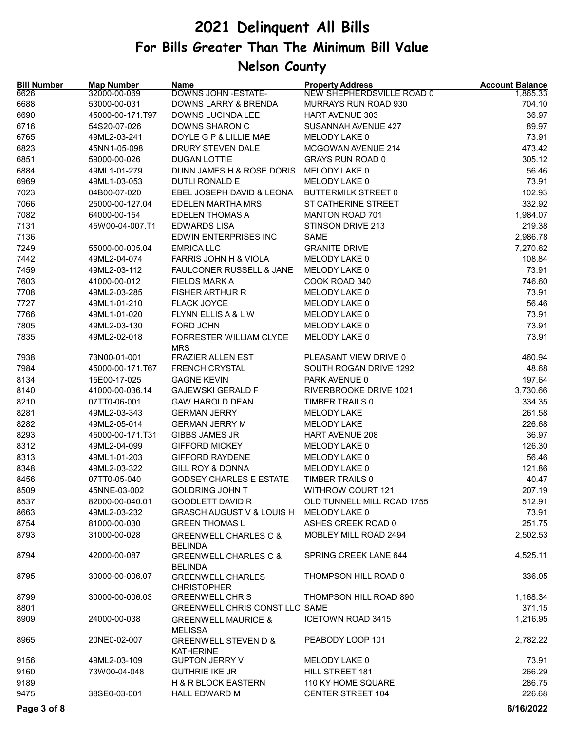# 2021 Delinquent All Bills

## For Bills Greater Than The Minimum Bill Value

## Nelson County

| Bill Number | Map Number | Name | Property Address | Account Balance |
|---|---|---|---|---|
| 6626 | 32000-00-069 | DOWNS JOHN -ESTATE- | NEW SHEPHERDSVILLE ROAD 0 | 1,865.33 |
| 6688 | 53000-00-031 | DOWNS LARRY & BRENDA | MURRAYS RUN ROAD 930 | 704.10 |
| 6690 | 45000-00-171.T97 | DOWNS LUCINDA LEE | HART AVENUE 303 | 36.97 |
| 6716 | 54S20-07-026 | DOWNS SHARON C | SUSANNAH AVENUE 427 | 89.97 |
| 6765 | 49ML2-03-241 | DOYLE G P & LILLIE MAE | MELODY LAKE 0 | 73.91 |
| 6823 | 45NN1-05-098 | DRURY STEVEN DALE | MCGOWAN AVENUE 214 | 473.42 |
| 6851 | 59000-00-026 | DUGAN LOTTIE | GRAYS RUN ROAD 0 | 305.12 |
| 6884 | 49ML1-01-279 | DUNN JAMES H & ROSE DORIS | MELODY LAKE 0 | 56.46 |
| 6969 | 49ML1-03-053 | DUTLI RONALD E | MELODY LAKE 0 | 73.91 |
| 7023 | 04B00-07-020 | EBEL JOSEPH DAVID & LEONA | BUTTERMILK STREET 0 | 102.93 |
| 7066 | 25000-00-127.04 | EDELEN MARTHA MRS | ST CATHERINE STREET | 332.92 |
| 7082 | 64000-00-154 | EDELEN THOMAS A | MANTON ROAD 701 | 1,984.07 |
| 7131 | 45W00-04-007.T1 | EDWARDS LISA | STINSON DRIVE 213 | 219.38 |
| 7136 | | EDWIN ENTERPRISES INC | SAME | 2,986.78 |
| 7249 | 55000-00-005.04 | EMRICA LLC | GRANITE DRIVE | 7,270.62 |
| 7442 | 49ML2-04-074 | FARRIS JOHN H & VIOLA | MELODY LAKE 0 | 108.84 |
| 7459 | 49ML2-03-112 | FAULCONER RUSSELL & JANE | MELODY LAKE 0 | 73.91 |
| 7603 | 41000-00-012 | FIELDS MARK A | COOK ROAD 340 | 746.60 |
| 7708 | 49ML2-03-285 | FISHER ARTHUR R | MELODY LAKE 0 | 73.91 |
| 7727 | 49ML1-01-210 | FLACK JOYCE | MELODY LAKE 0 | 56.46 |
| 7766 | 49ML1-01-020 | FLYNN ELLIS A & L W | MELODY LAKE 0 | 73.91 |
| 7805 | 49ML2-03-130 | FORD JOHN | MELODY LAKE 0 | 73.91 |
| 7835 | 49ML2-02-018 | FORRESTER WILLIAM CLYDE MRS | MELODY LAKE 0 | 73.91 |
| 7938 | 73N00-01-001 | FRAZIER ALLEN EST | PLEASANT VIEW DRIVE 0 | 460.94 |
| 7984 | 45000-00-171.T67 | FRENCH CRYSTAL | SOUTH ROGAN DRIVE 1292 | 48.68 |
| 8134 | 15E00-17-025 | GAGNE KEVIN | PARK AVENUE 0 | 197.64 |
| 8140 | 41000-00-036.14 | GAJEWSKI GERALD F | RIVERBROOKE DRIVE 1021 | 3,730.66 |
| 8210 | 07TT0-06-001 | GAW HAROLD DEAN | TIMBER TRAILS 0 | 334.35 |
| 8281 | 49ML2-03-343 | GERMAN JERRY | MELODY LAKE | 261.58 |
| 8282 | 49ML2-05-014 | GERMAN JERRY M | MELODY LAKE | 226.68 |
| 8293 | 45000-00-171.T31 | GIBBS JAMES JR | HART AVENUE 208 | 36.97 |
| 8312 | 49ML2-04-099 | GIFFORD MICKEY | MELODY LAKE 0 | 126.30 |
| 8313 | 49ML1-01-203 | GIFFORD RAYDENE | MELODY LAKE 0 | 56.46 |
| 8348 | 49ML2-03-322 | GILL ROY & DONNA | MELODY LAKE 0 | 121.86 |
| 8456 | 07TT0-05-040 | GODSEY CHARLES E ESTATE | TIMBER TRAILS 0 | 40.47 |
| 8509 | 45NNE-03-002 | GOLDRING JOHN T | WITHROW COURT 121 | 207.19 |
| 8537 | 82000-00-040.01 | GOODLETT DAVID R | OLD TUNNELL MILL ROAD 1755 | 512.91 |
| 8663 | 49ML2-03-232 | GRASCH AUGUST V & LOUIS H | MELODY LAKE 0 | 73.91 |
| 8754 | 81000-00-030 | GREEN THOMAS L | ASHES CREEK ROAD 0 | 251.75 |
| 8793 | 31000-00-028 | GREENWELL CHARLES C & BELINDA | MOBLEY MILL ROAD 2494 | 2,502.53 |
| 8794 | 42000-00-087 | GREENWELL CHARLES C & BELINDA | SPRING CREEK LANE 644 | 4,525.11 |
| 8795 | 30000-00-006.07 | GREENWELL CHARLES CHRISTOPHER | THOMPSON HILL ROAD 0 | 336.05 |
| 8799 | 30000-00-006.03 | GREENWELL CHRIS | THOMPSON HILL ROAD 890 | 1,168.34 |
| 8801 | | GREENWELL CHRIS CONST LLC | SAME | 371.15 |
| 8909 | 24000-00-038 | GREENWELL MAURICE & MELISSA | ICETOWN ROAD 3415 | 1,216.95 |
| 8965 | 20NE0-02-007 | GREENWELL STEVEN D & KATHERINE | PEABODY LOOP 101 | 2,782.22 |
| 9156 | 49ML2-03-109 | GUPTON JERRY V | MELODY LAKE 0 | 73.91 |
| 9160 | 73W00-04-048 | GUTHRIE IKE JR | HILL STREET 181 | 266.29 |
| 9189 | | H & R BLOCK EASTERN | 110 KY HOME SQUARE | 286.75 |
| 9475 | 38SE0-03-001 | HALL EDWARD M | CENTER STREET 104 | 226.68 |

6/16/2022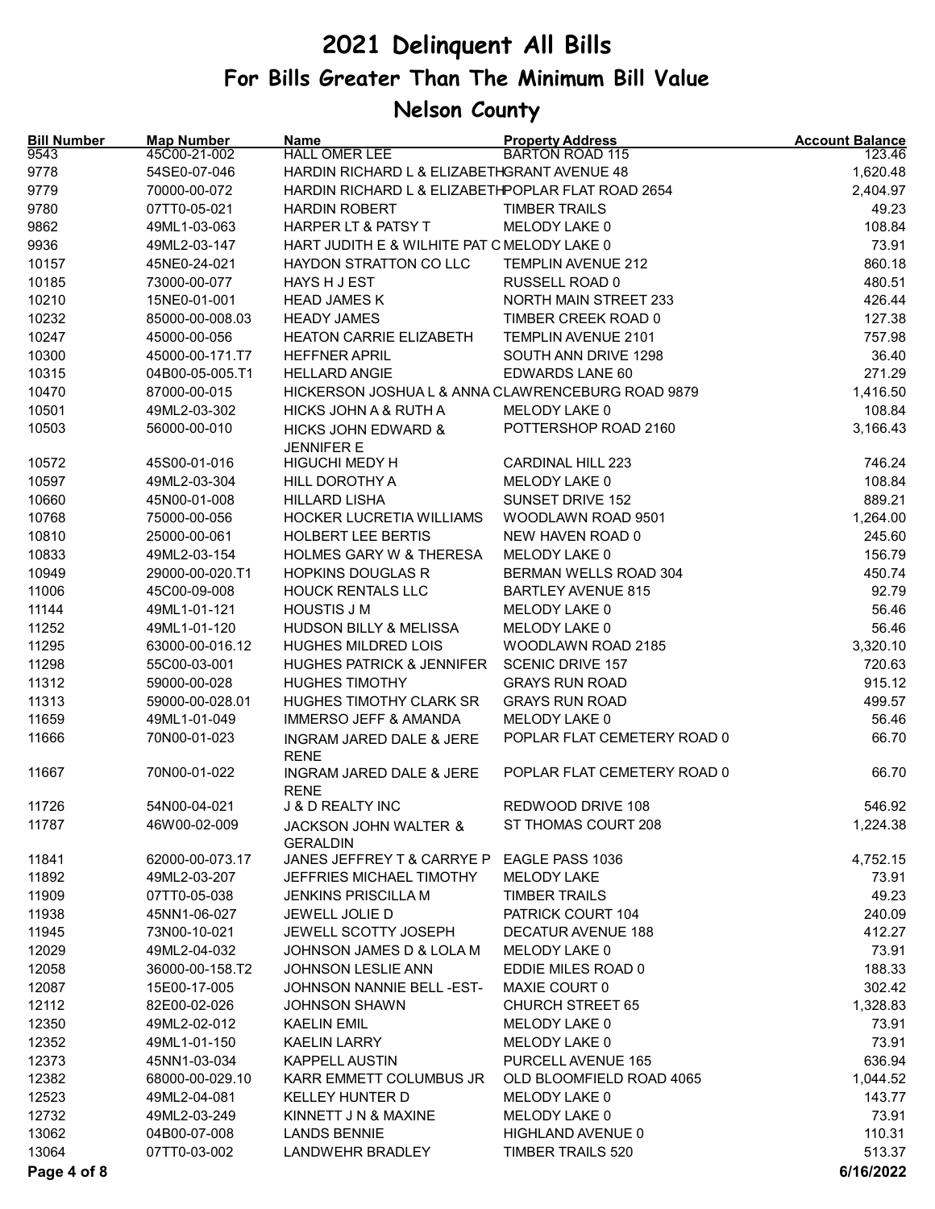# 2021 Delinquent All Bills

## For Bills Greater Than The Minimum Bill Value

## Nelson County

| Bill Number | Map Number | Name | Property Address | Account Balance |
|---|---|---|---|---|
| 9543 | 45C00-21-002 | HALL OMER LEE | BARTON ROAD 115 | 123.46 |
| 9778 | 54SE0-07-046 | HARDIN RICHARD L & ELIZABETH | GRANT AVENUE 48 | 1,620.48 |
| 9779 | 70000-00-072 | HARDIN RICHARD L & ELIZABETH | POPLAR FLAT ROAD 2654 | 2,404.97 |
| 9780 | 07TT0-05-021 | HARDIN ROBERT | TIMBER TRAILS | 49.23 |
| 9862 | 49ML1-03-063 | HARPER LT & PATSY T | MELODY LAKE 0 | 108.84 |
| 9936 | 49ML2-03-147 | HART JUDITH E & WILHITE PAT C | MELODY LAKE 0 | 73.91 |
| 10157 | 45NE0-24-021 | HAYDON STRATTON CO LLC | TEMPLIN AVENUE 212 | 860.18 |
| 10185 | 73000-00-077 | HAYS H J EST | RUSSELL ROAD 0 | 480.51 |
| 10210 | 15NE0-01-001 | HEAD JAMES K | NORTH MAIN STREET 233 | 426.44 |
| 10232 | 85000-00-008.03 | HEADY JAMES | TIMBER CREEK ROAD 0 | 127.38 |
| 10247 | 45000-00-056 | HEATON CARRIE ELIZABETH | TEMPLIN AVENUE 2101 | 757.98 |
| 10300 | 45000-00-171.T7 | HEFFNER APRIL | SOUTH ANN DRIVE 1298 | 36.40 |
| 10315 | 04B00-05-005.T1 | HELLARD ANGIE | EDWARDS LANE 60 | 271.29 |
| 10470 | 87000-00-015 | HICKERSON JOSHUA L & ANNA C | LAWRENCEBURG ROAD 9879 | 1,416.50 |
| 10501 | 49ML2-03-302 | HICKS JOHN A & RUTH A | MELODY LAKE 0 | 108.84 |
| 10503 | 56000-00-010 | HICKS JOHN EDWARD & JENNIFER E | POTTERSHOP ROAD 2160 | 3,166.43 |
| 10572 | 45S00-01-016 | HIGUCHI MEDY H | CARDINAL HILL 223 | 746.24 |
| 10597 | 49ML2-03-304 | HILL DOROTHY A | MELODY LAKE 0 | 108.84 |
| 10660 | 45N00-01-008 | HILLARD LISHA | SUNSET DRIVE 152 | 889.21 |
| 10768 | 75000-00-056 | HOCKER LUCRETIA WILLIAMS | WOODLAWN ROAD 9501 | 1,264.00 |
| 10810 | 25000-00-061 | HOLBERT LEE BERTIS | NEW HAVEN ROAD 0 | 245.60 |
| 10833 | 49ML2-03-154 | HOLMES GARY W & THERESA | MELODY LAKE 0 | 156.79 |
| 10949 | 29000-00-020.T1 | HOPKINS DOUGLAS R | BERMAN WELLS ROAD 304 | 450.74 |
| 11006 | 45C00-09-008 | HOUCK RENTALS LLC | BARTLEY AVENUE 815 | 92.79 |
| 11144 | 49ML1-01-121 | HOUSTIS J M | MELODY LAKE 0 | 56.46 |
| 11252 | 49ML1-01-120 | HUDSON BILLY & MELISSA | MELODY LAKE 0 | 56.46 |
| 11295 | 63000-00-016.12 | HUGHES MILDRED LOIS | WOODLAWN ROAD 2185 | 3,320.10 |
| 11298 | 55C00-03-001 | HUGHES PATRICK & JENNIFER | SCENIC DRIVE 157 | 720.63 |
| 11312 | 59000-00-028 | HUGHES TIMOTHY | GRAYS RUN ROAD | 915.12 |
| 11313 | 59000-00-028.01 | HUGHES TIMOTHY CLARK SR | GRAYS RUN ROAD | 499.57 |
| 11659 | 49ML1-01-049 | IMMERSO JEFF & AMANDA | MELODY LAKE 0 | 56.46 |
| 11666 | 70N00-01-023 | INGRAM JARED DALE & JERE RENE | POPLAR FLAT CEMETERY ROAD 0 | 66.70 |
| 11667 | 70N00-01-022 | INGRAM JARED DALE & JERE RENE | POPLAR FLAT CEMETERY ROAD 0 | 66.70 |
| 11726 | 54N00-04-021 | J & D REALTY INC | REDWOOD DRIVE 108 | 546.92 |
| 11787 | 46W00-02-009 | JACKSON JOHN WALTER & GERALDIN | ST THOMAS COURT 208 | 1,224.38 |
| 11841 | 62000-00-073.17 | JANES JEFFREY T & CARRYE P | EAGLE PASS 1036 | 4,752.15 |
| 11892 | 49ML2-03-207 | JEFFRIES MICHAEL TIMOTHY | MELODY LAKE | 73.91 |
| 11909 | 07TT0-05-038 | JENKINS PRISCILLA M | TIMBER TRAILS | 49.23 |
| 11938 | 45NN1-06-027 | JEWELL JOLIE D | PATRICK COURT 104 | 240.09 |
| 11945 | 73N00-10-021 | JEWELL SCOTTY JOSEPH | DECATUR AVENUE 188 | 412.27 |
| 12029 | 49ML2-04-032 | JOHNSON JAMES D & LOLA M | MELODY LAKE 0 | 73.91 |
| 12058 | 36000-00-158.T2 | JOHNSON LESLIE ANN | EDDIE MILES ROAD 0 | 188.33 |
| 12087 | 15E00-17-005 | JOHNSON NANNIE BELL -EST- | MAXIE COURT 0 | 302.42 |
| 12112 | 82E00-02-026 | JOHNSON SHAWN | CHURCH STREET 65 | 1,328.83 |
| 12350 | 49ML2-02-012 | KAELIN EMIL | MELODY LAKE 0 | 73.91 |
| 12352 | 49ML1-01-150 | KAELIN LARRY | MELODY LAKE 0 | 73.91 |
| 12373 | 45NN1-03-034 | KAPPELL AUSTIN | PURCELL AVENUE 165 | 636.94 |
| 12382 | 68000-00-029.10 | KARR EMMETT COLUMBUS JR | OLD BLOOMFIELD ROAD 4065 | 1,044.52 |
| 12523 | 49ML2-04-081 | KELLEY HUNTER D | MELODY LAKE 0 | 143.77 |
| 12732 | 49ML2-03-249 | KINNETT J N & MAXINE | MELODY LAKE 0 | 73.91 |
| 13062 | 04B00-07-008 | LANDS BENNIE | HIGHLAND AVENUE 0 | 110.31 |
| 13064 | 07TT0-03-002 | LANDWEHR BRADLEY | TIMBER TRAILS 520 | 513.37 |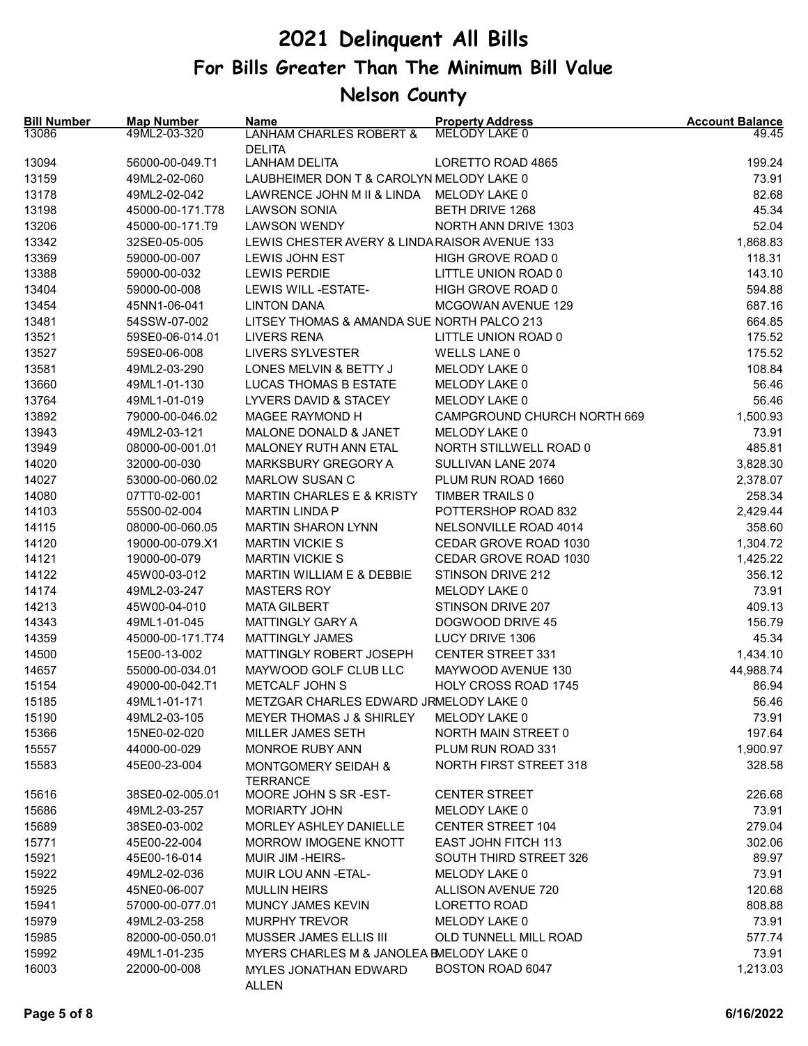# 2021 Delinquent All Bills

## For Bills Greater Than The Minimum Bill Value

## Nelson County

| Bill Number | Map Number | Name | Property Address | Account Balance |
|---|---|---|---|---|
| 13086 | 49ML2-03-320 | LANHAM CHARLES ROBERT & DELITA | MELODY LAKE 0 | 49.45 |
| 13094 | 56000-00-049.T1 | LANHAM DELITA | LORETTO ROAD 4865 | 199.24 |
| 13159 | 49ML2-02-060 | LAUBHEIMER DON T & CAROLYN | MELODY LAKE 0 | 73.91 |
| 13178 | 49ML2-02-042 | LAWRENCE JOHN M II & LINDA | MELODY LAKE 0 | 82.68 |
| 13198 | 45000-00-171.T78 | LAWSON SONIA | BETH DRIVE 1268 | 45.34 |
| 13206 | 45000-00-171.T9 | LAWSON WENDY | NORTH ANN DRIVE 1303 | 52.04 |
| 13342 | 32SE0-05-005 | LEWIS CHESTER AVERY & LINDA | RAISOR AVENUE 133 | 1,868.83 |
| 13369 | 59000-00-007 | LEWIS JOHN EST | HIGH GROVE ROAD 0 | 118.31 |
| 13388 | 59000-00-032 | LEWIS PERDIE | LITTLE UNION ROAD 0 | 143.10 |
| 13404 | 59000-00-008 | LEWIS WILL -ESTATE- | HIGH GROVE ROAD 0 | 594.88 |
| 13454 | 45NN1-06-041 | LINTON DANA | MCGOWAN AVENUE 129 | 687.16 |
| 13481 | 54SSW-07-002 | LITSEY THOMAS & AMANDA SUE | NORTH PALCO 213 | 664.85 |
| 13521 | 59SE0-06-014.01 | LIVERS RENA | LITTLE UNION ROAD 0 | 175.52 |
| 13527 | 59SE0-06-008 | LIVERS SYLVESTER | WELLS LANE 0 | 175.52 |
| 13581 | 49ML2-03-290 | LONES MELVIN & BETTY J | MELODY LAKE 0 | 108.84 |
| 13660 | 49ML1-01-130 | LUCAS THOMAS B ESTATE | MELODY LAKE 0 | 56.46 |
| 13764 | 49ML1-01-019 | LYVERS DAVID & STACEY | MELODY LAKE 0 | 56.46 |
| 13892 | 79000-00-046.02 | MAGEE RAYMOND H | CAMPGROUND CHURCH NORTH 669 | 1,500.93 |
| 13943 | 49ML2-03-121 | MALONE DONALD & JANET | MELODY LAKE 0 | 73.91 |
| 13949 | 08000-00-001.01 | MALONEY RUTH ANN ETAL | NORTH STILLWELL ROAD 0 | 485.81 |
| 14020 | 32000-00-030 | MARKSBURY GREGORY A | SULLIVAN LANE 2074 | 3,828.30 |
| 14027 | 53000-00-060.02 | MARLOW SUSAN C | PLUM RUN ROAD 1660 | 2,378.07 |
| 14080 | 07TT0-02-001 | MARTIN CHARLES E & KRISTY | TIMBER TRAILS 0 | 258.34 |
| 14103 | 55S00-02-004 | MARTIN LINDA P | POTTERSHOP ROAD 832 | 2,429.44 |
| 14115 | 08000-00-060.05 | MARTIN SHARON LYNN | NELSONVILLE ROAD 4014 | 358.60 |
| 14120 | 19000-00-079.X1 | MARTIN VICKIE S | CEDAR GROVE ROAD 1030 | 1,304.72 |
| 14121 | 19000-00-079 | MARTIN VICKIE S | CEDAR GROVE ROAD 1030 | 1,425.22 |
| 14122 | 45W00-03-012 | MARTIN WILLIAM E & DEBBIE | STINSON DRIVE 212 | 356.12 |
| 14174 | 49ML2-03-247 | MASTERS ROY | MELODY LAKE 0 | 73.91 |
| 14213 | 45W00-04-010 | MATA GILBERT | STINSON DRIVE 207 | 409.13 |
| 14343 | 49ML1-01-045 | MATTINGLY GARY A | DOGWOOD DRIVE 45 | 156.79 |
| 14359 | 45000-00-171.T74 | MATTINGLY JAMES | LUCY DRIVE 1306 | 45.34 |
| 14500 | 15E00-13-002 | MATTINGLY ROBERT JOSEPH | CENTER STREET 331 | 1,434.10 |
| 14657 | 55000-00-034.01 | MAYWOOD GOLF CLUB LLC | MAYWOOD AVENUE 130 | 44,988.74 |
| 15154 | 49000-00-042.T1 | METCALF JOHN S | HOLY CROSS ROAD 1745 | 86.94 |
| 15185 | 49ML1-01-171 | METZGAR CHARLES EDWARD JR | MELODY LAKE 0 | 56.46 |
| 15190 | 49ML2-03-105 | MEYER THOMAS J & SHIRLEY | MELODY LAKE 0 | 73.91 |
| 15366 | 15NE0-02-020 | MILLER JAMES SETH | NORTH MAIN STREET 0 | 197.64 |
| 15557 | 44000-00-029 | MONROE RUBY ANN | PLUM RUN ROAD 331 | 1,900.97 |
| 15583 | 45E00-23-004 | MONTGOMERY SEIDAH & TERRANCE | NORTH FIRST STREET 318 | 328.58 |
| 15616 | 38SE0-02-005.01 | MOORE JOHN S SR -EST- | CENTER STREET | 226.68 |
| 15686 | 49ML2-03-257 | MORIARTY JOHN | MELODY LAKE 0 | 73.91 |
| 15689 | 38SE0-03-002 | MORLEY ASHLEY DANIELLE | CENTER STREET 104 | 279.04 |
| 15771 | 45E00-22-004 | MORROW IMOGENE KNOTT | EAST JOHN FITCH 113 | 302.06 |
| 15921 | 45E00-16-014 | MUIR JIM -HEIRS- | SOUTH THIRD STREET 326 | 89.97 |
| 15922 | 49ML2-02-036 | MUIR LOU ANN -ETAL- | MELODY LAKE 0 | 73.91 |
| 15925 | 45NE0-06-007 | MULLIN HEIRS | ALLISON AVENUE 720 | 120.68 |
| 15941 | 57000-00-077.01 | MUNCY JAMES KEVIN | LORETTO ROAD | 808.88 |
| 15979 | 49ML2-03-258 | MURPHY TREVOR | MELODY LAKE 0 | 73.91 |
| 15985 | 82000-00-050.01 | MUSSER JAMES ELLIS III | OLD TUNNELL MILL ROAD | 577.74 |
| 15992 | 49ML1-01-235 | MYERS CHARLES M & JANOLEA B | MELODY LAKE 0 | 73.91 |
| 16003 | 22000-00-008 | MYLES JONATHAN EDWARD ALLEN | BOSTON ROAD 6047 | 1,213.03 |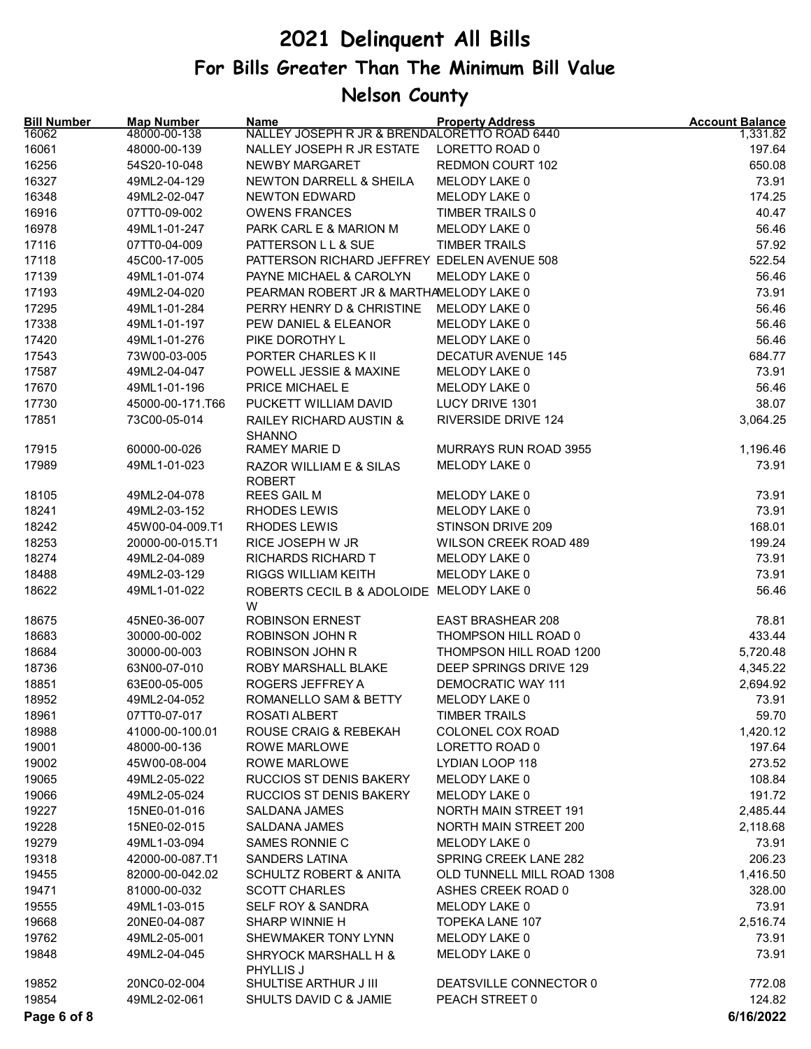# 2021 Delinquent All Bills

## For Bills Greater Than The Minimum Bill Value

## Nelson County

| Bill Number | Map Number | Name | Property Address | Account Balance |
|---|---|---|---|---|
| 16062 | 48000-00-138 | NALLEY JOSEPH R JR & BRENDA | LORETTO ROAD 6440 | 1,331.82 |
| 16061 | 48000-00-139 | NALLEY JOSEPH R JR ESTATE | LORETTO ROAD 0 | 197.64 |
| 16256 | 54S20-10-048 | NEWBY MARGARET | REDMON COURT 102 | 650.08 |
| 16327 | 49ML2-04-129 | NEWTON DARRELL & SHEILA | MELODY LAKE 0 | 73.91 |
| 16348 | 49ML2-02-047 | NEWTON EDWARD | MELODY LAKE 0 | 174.25 |
| 16916 | 07TT0-09-002 | OWENS FRANCES | TIMBER TRAILS 0 | 40.47 |
| 16978 | 49ML1-01-247 | PARK CARL E & MARION M | MELODY LAKE 0 | 56.46 |
| 17116 | 07TT0-04-009 | PATTERSON L L & SUE | TIMBER TRAILS | 57.92 |
| 17118 | 45C00-17-005 | PATTERSON RICHARD JEFFREY | EDELEN AVENUE 508 | 522.54 |
| 17139 | 49ML1-01-074 | PAYNE MICHAEL & CAROLYN | MELODY LAKE 0 | 56.46 |
| 17193 | 49ML2-04-020 | PEARMAN ROBERT JR & MARTHA | MELODY LAKE 0 | 73.91 |
| 17295 | 49ML1-01-284 | PERRY HENRY D & CHRISTINE | MELODY LAKE 0 | 56.46 |
| 17338 | 49ML1-01-197 | PEW DANIEL & ELEANOR | MELODY LAKE 0 | 56.46 |
| 17420 | 49ML1-01-276 | PIKE DOROTHY L | MELODY LAKE 0 | 56.46 |
| 17543 | 73W00-03-005 | PORTER CHARLES K II | DECATUR AVENUE 145 | 684.77 |
| 17587 | 49ML2-04-047 | POWELL JESSIE & MAXINE | MELODY LAKE 0 | 73.91 |
| 17670 | 49ML1-01-196 | PRICE MICHAEL E | MELODY LAKE 0 | 56.46 |
| 17730 | 45000-00-171.T66 | PUCKETT WILLIAM DAVID | LUCY DRIVE 1301 | 38.07 |
| 17851 | 73C00-05-014 | RAILEY RICHARD AUSTIN & SHANNO | RIVERSIDE DRIVE 124 | 3,064.25 |
| 17915 | 60000-00-026 | RAMEY MARIE D | MURRAYS RUN ROAD 3955 | 1,196.46 |
| 17989 | 49ML1-01-023 | RAZOR WILLIAM E & SILAS ROBERT | MELODY LAKE 0 | 73.91 |
| 18105 | 49ML2-04-078 | REES GAIL M | MELODY LAKE 0 | 73.91 |
| 18241 | 49ML2-03-152 | RHODES LEWIS | MELODY LAKE 0 | 73.91 |
| 18242 | 45W00-04-009.T1 | RHODES LEWIS | STINSON DRIVE 209 | 168.01 |
| 18253 | 20000-00-015.T1 | RICE JOSEPH W JR | WILSON CREEK ROAD 489 | 199.24 |
| 18274 | 49ML2-04-089 | RICHARDS RICHARD T | MELODY LAKE 0 | 73.91 |
| 18488 | 49ML2-03-129 | RIGGS WILLIAM KEITH | MELODY LAKE 0 | 73.91 |
| 18622 | 49ML1-01-022 | ROBERTS CECIL B & ADOLOIDE W | MELODY LAKE 0 | 56.46 |
| 18675 | 45NE0-36-007 | ROBINSON ERNEST | EAST BRASHEAR 208 | 78.81 |
| 18683 | 30000-00-002 | ROBINSON JOHN R | THOMPSON HILL ROAD 0 | 433.44 |
| 18684 | 30000-00-003 | ROBINSON JOHN R | THOMPSON HILL ROAD 1200 | 5,720.48 |
| 18736 | 63N00-07-010 | ROBY MARSHALL BLAKE | DEEP SPRINGS DRIVE 129 | 4,345.22 |
| 18851 | 63E00-05-005 | ROGERS JEFFREY A | DEMOCRATIC WAY 111 | 2,694.92 |
| 18952 | 49ML2-04-052 | ROMANELLO SAM & BETTY | MELODY LAKE 0 | 73.91 |
| 18961 | 07TT0-07-017 | ROSATI ALBERT | TIMBER TRAILS | 59.70 |
| 18988 | 41000-00-100.01 | ROUSE CRAIG & REBEKAH | COLONEL COX ROAD | 1,420.12 |
| 19001 | 48000-00-136 | ROWE MARLOWE | LORETTO ROAD 0 | 197.64 |
| 19002 | 45W00-08-004 | ROWE MARLOWE | LYDIAN LOOP 118 | 273.52 |
| 19065 | 49ML2-05-022 | RUCCIOS ST DENIS BAKERY | MELODY LAKE 0 | 108.84 |
| 19066 | 49ML2-05-024 | RUCCIOS ST DENIS BAKERY | MELODY LAKE 0 | 191.72 |
| 19227 | 15NE0-01-016 | SALDANA JAMES | NORTH MAIN STREET 191 | 2,485.44 |
| 19228 | 15NE0-02-015 | SALDANA JAMES | NORTH MAIN STREET 200 | 2,118.68 |
| 19279 | 49ML1-03-094 | SAMES RONNIE C | MELODY LAKE 0 | 73.91 |
| 19318 | 42000-00-087.T1 | SANDERS LATINA | SPRING CREEK LANE 282 | 206.23 |
| 19455 | 82000-00-042.02 | SCHULTZ ROBERT & ANITA | OLD TUNNELL MILL ROAD 1308 | 1,416.50 |
| 19471 | 81000-00-032 | SCOTT CHARLES | ASHES CREEK ROAD 0 | 328.00 |
| 19555 | 49ML1-03-015 | SELF ROY & SANDRA | MELODY LAKE 0 | 73.91 |
| 19668 | 20NE0-04-087 | SHARP WINNIE H | TOPEKA LANE 107 | 2,516.74 |
| 19762 | 49ML2-05-001 | SHEWMAKER TONY LYNN | MELODY LAKE 0 | 73.91 |
| 19848 | 49ML2-04-045 | SHRYOCK MARSHALL H & PHYLLIS J | MELODY LAKE 0 | 73.91 |
| 19852 | 20NC0-02-004 | SHULTISE ARTHUR J III | DEATSVILLE CONNECTOR 0 | 772.08 |
| 19854 | 49ML2-02-061 | SHULTS DAVID C & JAMIE | PEACH STREET 0 | 124.82 |

6/16/2022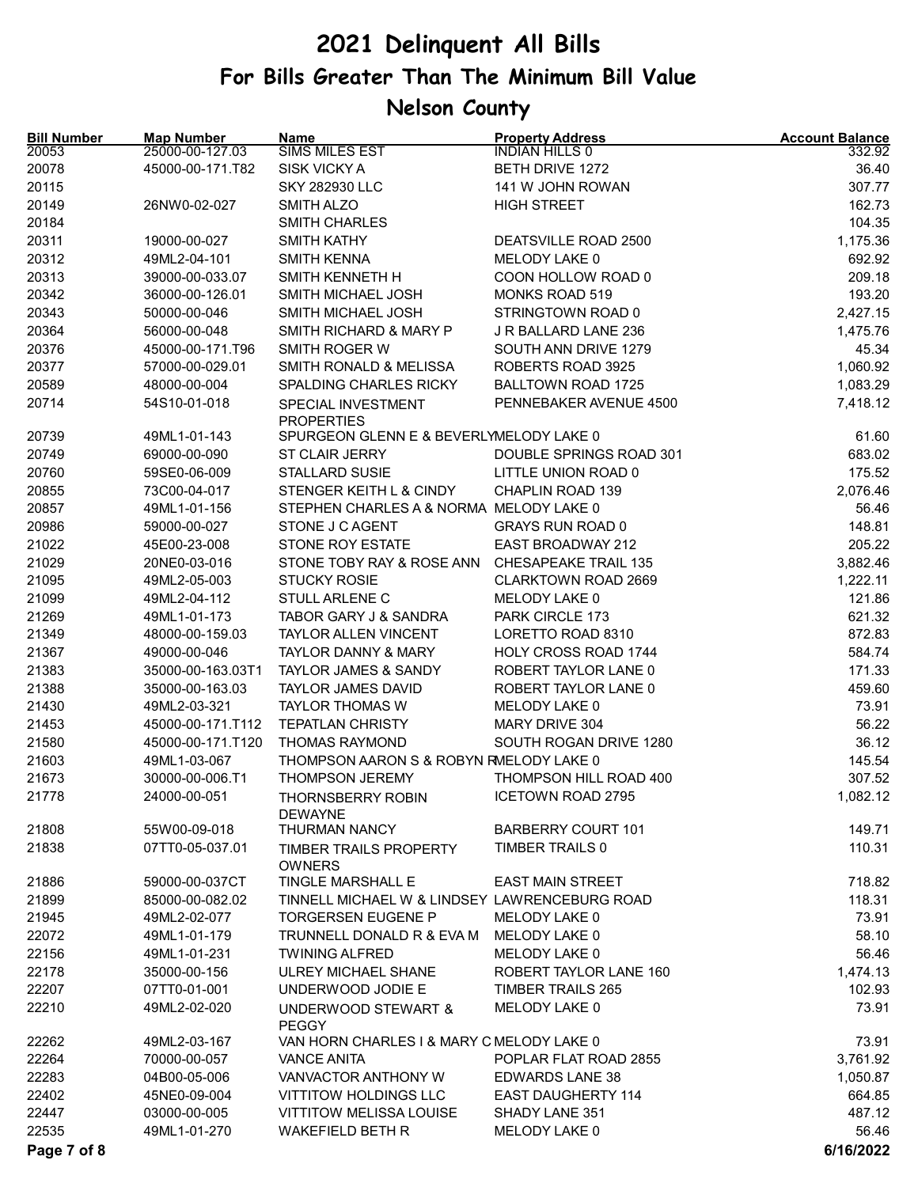# 2021 Delinquent All Bills

## For Bills Greater Than The Minimum Bill Value

## Nelson County

| Bill Number | Map Number | Name | Property Address | Account Balance |
|---|---|---|---|---|
| 20053 | 25000-00-127.03 | SIMS MILES EST | INDIAN HILLS 0 | 332.92 |
| 20078 | 45000-00-171.T82 | SISK VICKY A | BETH DRIVE 1272 | 36.40 |
| 20115 | | SKY 282930 LLC | 141 W JOHN ROWAN | 307.77 |
| 20149 | 26NW0-02-027 | SMITH ALZO | HIGH STREET | 162.73 |
| 20184 | | SMITH CHARLES | | 104.35 |
| 20311 | 19000-00-027 | SMITH KATHY | DEATSVILLE ROAD 2500 | 1,175.36 |
| 20312 | 49ML2-04-101 | SMITH KENNA | MELODY LAKE 0 | 692.92 |
| 20313 | 39000-00-033.07 | SMITH KENNETH H | COON HOLLOW ROAD 0 | 209.18 |
| 20342 | 36000-00-126.01 | SMITH MICHAEL JOSH | MONKS ROAD 519 | 193.20 |
| 20343 | 50000-00-046 | SMITH MICHAEL JOSH | STRINGTOWN ROAD 0 | 2,427.15 |
| 20364 | 56000-00-048 | SMITH RICHARD & MARY P | J R BALLARD LANE 236 | 1,475.76 |
| 20376 | 45000-00-171.T96 | SMITH ROGER W | SOUTH ANN DRIVE 1279 | 45.34 |
| 20377 | 57000-00-029.01 | SMITH RONALD & MELISSA | ROBERTS ROAD 3925 | 1,060.92 |
| 20589 | 48000-00-004 | SPALDING CHARLES RICKY | BALLTOWN ROAD 1725 | 1,083.29 |
| 20714 | 54S10-01-018 | SPECIAL INVESTMENT PROPERTIES | PENNEBAKER AVENUE 4500 | 7,418.12 |
| 20739 | 49ML1-01-143 | SPURGEON GLENN E & BEVERLY | MELODY LAKE 0 | 61.60 |
| 20749 | 69000-00-090 | ST CLAIR JERRY | DOUBLE SPRINGS ROAD 301 | 683.02 |
| 20760 | 59SE0-06-009 | STALLARD SUSIE | LITTLE UNION ROAD 0 | 175.52 |
| 20855 | 73C00-04-017 | STENGER KEITH L & CINDY | CHAPLIN ROAD 139 | 2,076.46 |
| 20857 | 49ML1-01-156 | STEPHEN CHARLES A & NORMA | MELODY LAKE 0 | 56.46 |
| 20986 | 59000-00-027 | STONE J C AGENT | GRAYS RUN ROAD 0 | 148.81 |
| 21022 | 45E00-23-008 | STONE ROY ESTATE | EAST BROADWAY 212 | 205.22 |
| 21029 | 20NE0-03-016 | STONE TOBY RAY & ROSE ANN | CHESAPEAKE TRAIL 135 | 3,882.46 |
| 21095 | 49ML2-05-003 | STUCKY ROSIE | CLARKTOWN ROAD 2669 | 1,222.11 |
| 21099 | 49ML2-04-112 | STULL ARLENE C | MELODY LAKE 0 | 121.86 |
| 21269 | 49ML1-01-173 | TABOR GARY J & SANDRA | PARK CIRCLE 173 | 621.32 |
| 21349 | 48000-00-159.03 | TAYLOR ALLEN VINCENT | LORETTO ROAD 8310 | 872.83 |
| 21367 | 49000-00-046 | TAYLOR DANNY & MARY | HOLY CROSS ROAD 1744 | 584.74 |
| 21383 | 35000-00-163.03T1 | TAYLOR JAMES & SANDY | ROBERT TAYLOR LANE 0 | 171.33 |
| 21388 | 35000-00-163.03 | TAYLOR JAMES DAVID | ROBERT TAYLOR LANE 0 | 459.60 |
| 21430 | 49ML2-03-321 | TAYLOR THOMAS W | MELODY LAKE 0 | 73.91 |
| 21453 | 45000-00-171.T112 | TEPATLAN CHRISTY | MARY DRIVE 304 | 56.22 |
| 21580 | 45000-00-171.T120 | THOMAS RAYMOND | SOUTH ROGAN DRIVE 1280 | 36.12 |
| 21603 | 49ML1-03-067 | THOMPSON AARON S & ROBYN R | MELODY LAKE 0 | 145.54 |
| 21673 | 30000-00-006.T1 | THOMPSON JEREMY | THOMPSON HILL ROAD 400 | 307.52 |
| 21778 | 24000-00-051 | THORNSBERRY ROBIN DEWAYNE | ICETOWN ROAD 2795 | 1,082.12 |
| 21808 | 55W00-09-018 | THURMAN NANCY | BARBERRY COURT 101 | 149.71 |
| 21838 | 07TT0-05-037.01 | TIMBER TRAILS PROPERTY OWNERS | TIMBER TRAILS 0 | 110.31 |
| 21886 | 59000-00-037CT | TINGLE MARSHALL E | EAST MAIN STREET | 718.82 |
| 21899 | 85000-00-082.02 | TINNELL MICHAEL W & LINDSEY | LAWRENCEBURG ROAD | 118.31 |
| 21945 | 49ML2-02-077 | TORGERSEN EUGENE P | MELODY LAKE 0 | 73.91 |
| 22072 | 49ML1-01-179 | TRUNNELL DONALD R & EVA M | MELODY LAKE 0 | 58.10 |
| 22156 | 49ML1-01-231 | TWINING ALFRED | MELODY LAKE 0 | 56.46 |
| 22178 | 35000-00-156 | ULREY MICHAEL SHANE | ROBERT TAYLOR LANE 160 | 1,474.13 |
| 22207 | 07TT0-01-001 | UNDERWOOD JODIE E | TIMBER TRAILS 265 | 102.93 |
| 22210 | 49ML2-02-020 | UNDERWOOD STEWART & PEGGY | MELODY LAKE 0 | 73.91 |
| 22262 | 49ML2-03-167 | VAN HORN CHARLES I & MARY C | MELODY LAKE 0 | 73.91 |
| 22264 | 70000-00-057 | VANCE ANITA | POPLAR FLAT ROAD 2855 | 3,761.92 |
| 22283 | 04B00-05-006 | VANVACTOR ANTHONY W | EDWARDS LANE 38 | 1,050.87 |
| 22402 | 45NE0-09-004 | VITTITOW HOLDINGS LLC | EAST DAUGHERTY 114 | 664.85 |
| 22447 | 03000-00-005 | VITTITOW MELISSA LOUISE | SHADY LANE 351 | 487.12 |
| 22535 | 49ML1-01-270 | WAKEFIELD BETH R | MELODY LAKE 0 | 56.46 |

6/16/2022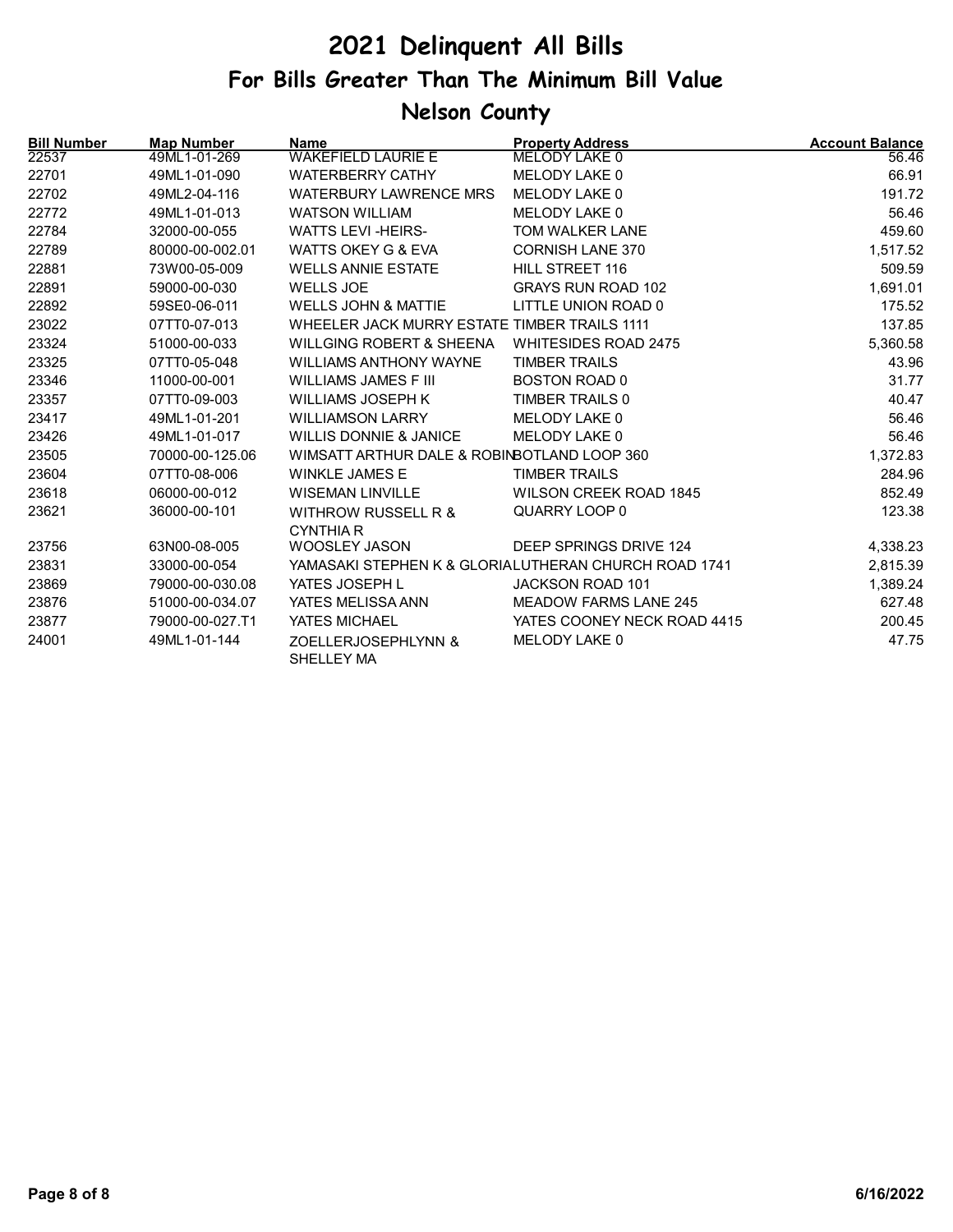# 2021 Delinquent All Bills

## For Bills Greater Than The Minimum Bill Value

## Nelson County

| Bill Number | Map Number | Name | Property Address | Account Balance |
|---|---|---|---|---|
| 22537 | 49ML1-01-269 | WAKEFIELD LAURIE E | MELODY LAKE 0 | 56.46 |
| 22701 | 49ML1-01-090 | WATERBERRY CATHY | MELODY LAKE 0 | 66.91 |
| 22702 | 49ML2-04-116 | WATERBURY LAWRENCE MRS | MELODY LAKE 0 | 191.72 |
| 22772 | 49ML1-01-013 | WATSON WILLIAM | MELODY LAKE 0 | 56.46 |
| 22784 | 32000-00-055 | WATTS LEVI -HEIRS- | TOM WALKER LANE | 459.60 |
| 22789 | 80000-00-002.01 | WATTS OKEY G & EVA | CORNISH LANE 370 | 1,517.52 |
| 22881 | 73W00-05-009 | WELLS ANNIE ESTATE | HILL STREET 116 | 509.59 |
| 22891 | 59000-00-030 | WELLS JOE | GRAYS RUN ROAD 102 | 1,691.01 |
| 22892 | 59SE0-06-011 | WELLS JOHN & MATTIE | LITTLE UNION ROAD 0 | 175.52 |
| 23022 | 07TT0-07-013 | WHEELER JACK MURRY ESTATE | TIMBER TRAILS 1111 | 137.85 |
| 23324 | 51000-00-033 | WILLGING ROBERT & SHEENA | WHITESIDES ROAD 2475 | 5,360.58 |
| 23325 | 07TT0-05-048 | WILLIAMS ANTHONY WAYNE | TIMBER TRAILS | 43.96 |
| 23346 | 11000-00-001 | WILLIAMS JAMES F III | BOSTON ROAD 0 | 31.77 |
| 23357 | 07TT0-09-003 | WILLIAMS JOSEPH K | TIMBER TRAILS 0 | 40.47 |
| 23417 | 49ML1-01-201 | WILLIAMSON LARRY | MELODY LAKE 0 | 56.46 |
| 23426 | 49ML1-01-017 | WILLIS DONNIE & JANICE | MELODY LAKE 0 | 56.46 |
| 23505 | 70000-00-125.06 | WIMSATT ARTHUR DALE & ROBIN | SCOTLAND LOOP 360 | 1,372.83 |
| 23604 | 07TT0-08-006 | WINKLE JAMES E | TIMBER TRAILS | 284.96 |
| 23618 | 06000-00-012 | WISEMAN LINVILLE | WILSON CREEK ROAD 1845 | 852.49 |
| 23621 | 36000-00-101 | WITHROW RUSSELL R & CYNTHIA R | QUARRY LOOP 0 | 123.38 |
| 23756 | 63N00-08-005 | WOOSLEY JASON | DEEP SPRINGS DRIVE 124 | 4,338.23 |
| 23831 | 33000-00-054 | YAMASAKI STEPHEN K & GLORIA | LUTHERAN CHURCH ROAD 1741 | 2,815.39 |
| 23869 | 79000-00-030.08 | YATES JOSEPH L | JACKSON ROAD 101 | 1,389.24 |
| 23876 | 51000-00-034.07 | YATES MELISSA ANN | MEADOW FARMS LANE 245 | 627.48 |
| 23877 | 79000-00-027.T1 | YATES MICHAEL | YATES COONEY NECK ROAD 4415 | 200.45 |
| 24001 | 49ML1-01-144 | ZOELLERJOSEPHLYNN & SHELLEY MA | MELODY LAKE 0 | 47.75 |